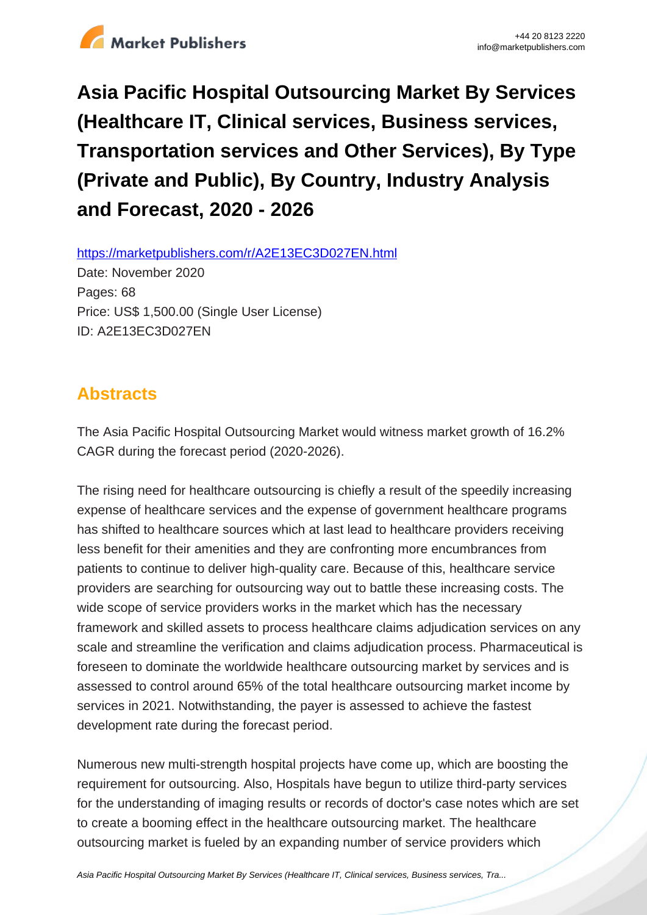# Asia Pacific Hospital Outsourcing Market By Services (Healthcare IT, Clinical services, Business services, Transportation services and Other Services), By Type (Private and Public), By Country, Industry Analysis and Forecast, 2020 - 2026

https://marketpublishers.com/r/A2E13EC3D027EN.html

Date: November 2020

Pages: 68

Price: US$ 1,500.00 (Single User License)

ID: A2E13EC3D027EN

## Abstracts

The Asia Pacific Hospital Outsourcing Market would witness market growth of 16.2% CAGR during the forecast period (2020-2026).

The rising need for healthcare outsourcing is chiefly a result of the speedily increasing expense of healthcare services and the expense of government healthcare programs has shifted to healthcare sources which at last lead to healthcare providers receiving less benefit for their amenities and they are confronting more encumbrances from patients to continue to deliver high-quality care. Because of this, healthcare service providers are searching for outsourcing way out to battle these increasing costs. The wide scope of service providers works in the market which has the necessary framework and skilled assets to process healthcare claims adjudication services on any scale and streamline the verification and claims adjudication process. Pharmaceutical is foreseen to dominate the worldwide healthcare outsourcing market by services and is assessed to control around 65% of the total healthcare outsourcing market income by services in 2021. Notwithstanding, the payer is assessed to achieve the fastest development rate during the forecast period.

Numerous new multi-strength hospital projects have come up, which are boosting the requirement for outsourcing. Also, Hospitals have begun to utilize third-party services for the understanding of imaging results or records of doctor's case notes which are set to create a booming effect in the healthcare outsourcing market. The healthcare outsourcing market is fueled by an expanding number of service providers which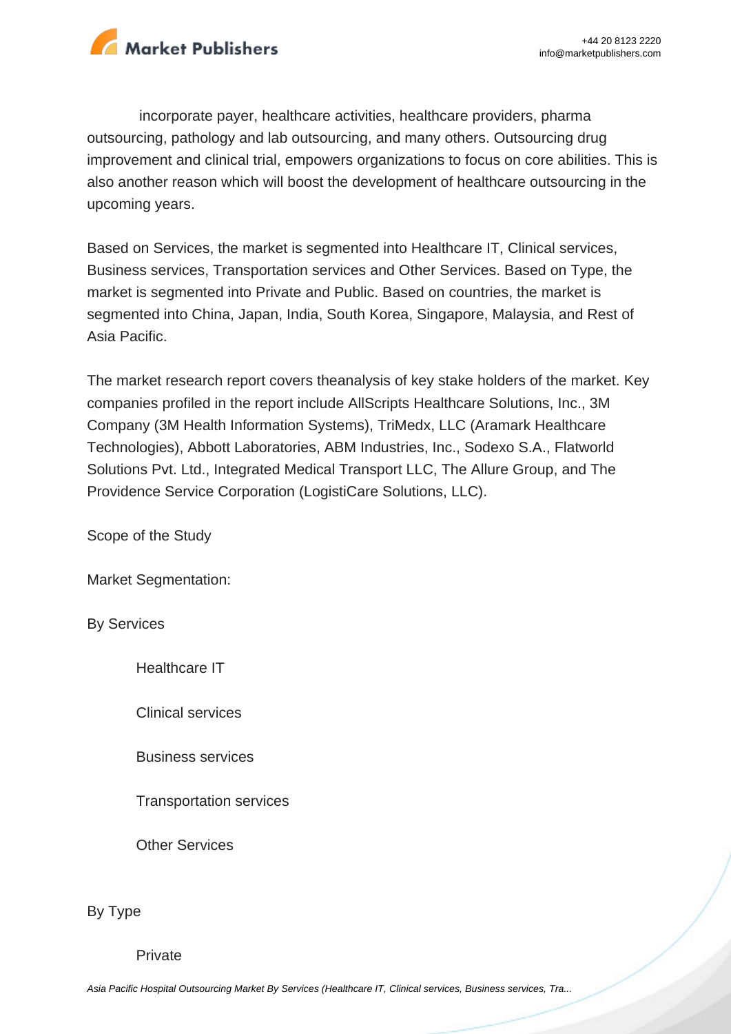incorporate payer, healthcare activities, healthcare providers, pharma outsourcing, pathology and lab outsourcing, and many others. Outsourcing drug improvement and clinical trial, empowers organizations to focus on core abilities. This is also another reason which will boost the development of healthcare outsourcing in the upcoming years.

Based on Services, the market is segmented into Healthcare IT, Clinical services, Business services, Transportation services and Other Services. Based on Type, the market is segmented into Private and Public. Based on countries, the market is segmented into China, Japan, India, South Korea, Singapore, Malaysia, and Rest of Asia Pacific.

The market research report covers theanalysis of key stake holders of the market. Key companies profiled in the report include AllScripts Healthcare Solutions, Inc., 3M Company (3M Health Information Systems), TriMedx, LLC (Aramark Healthcare Technologies), Abbott Laboratories, ABM Industries, Inc., Sodexo S.A., Flatworld Solutions Pvt. Ltd., Integrated Medical Transport LLC, The Allure Group, and The Providence Service Corporation (LogistiCare Solutions, LLC).

Scope of the Study

Market Segmentation:

By Services

- Healthcare IT
- Clinical services
- Business services
- Transportation services
- Other Services

By Type

- Private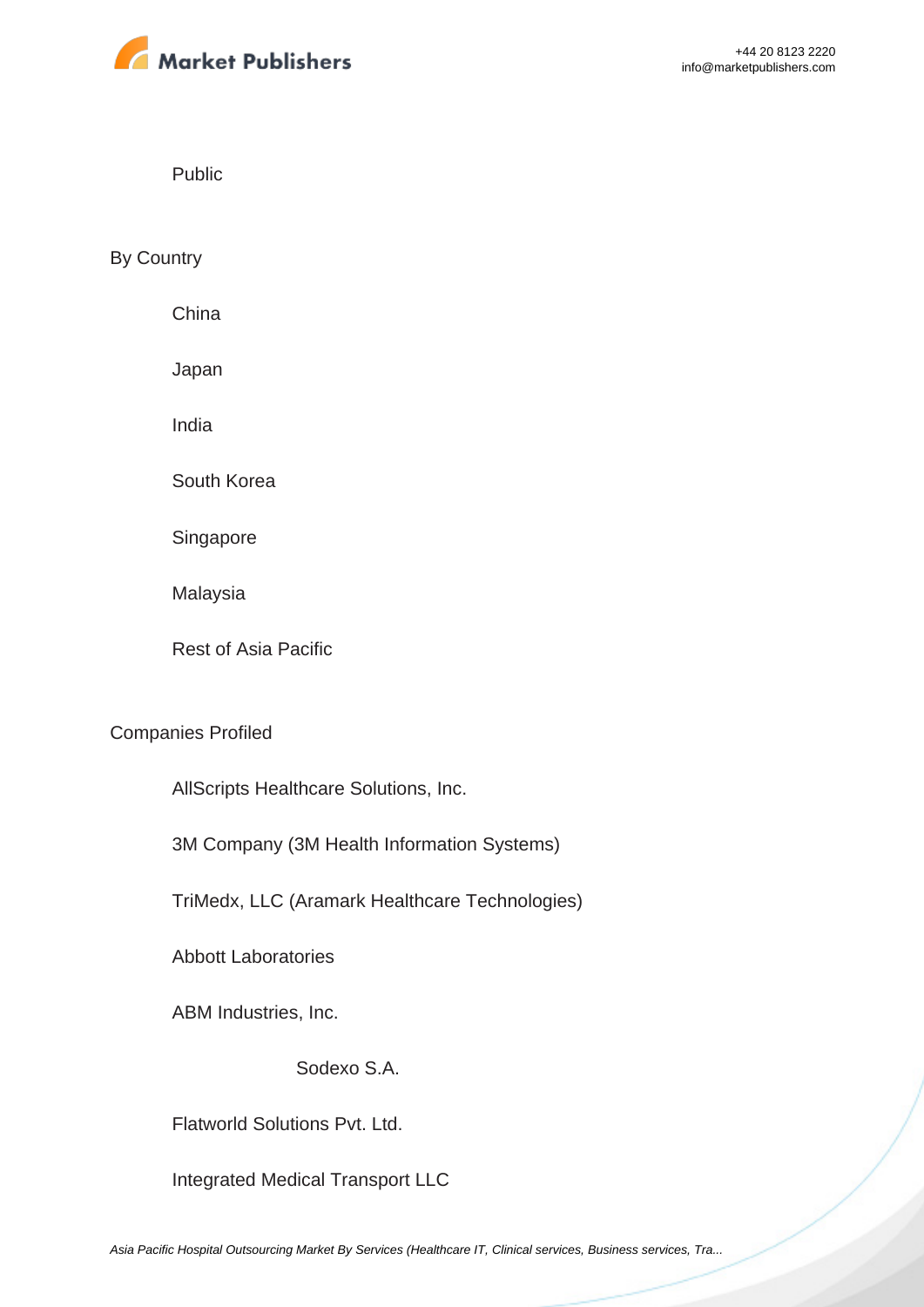- Public

By Country

- China
- Japan
- India
- South Korea
- Singapore
- Malaysia
- Rest of Asia Pacific

Companies Profiled

- AllScripts Healthcare Solutions, Inc.
- 3M Company (3M Health Information Systems)
- TriMedx, LLC (Aramark Healthcare Technologies)
- Abbott Laboratories
- ABM Industries, Inc.
- Sodexo S.A.
- Flatworld Solutions Pvt. Ltd.
- Integrated Medical Transport LLC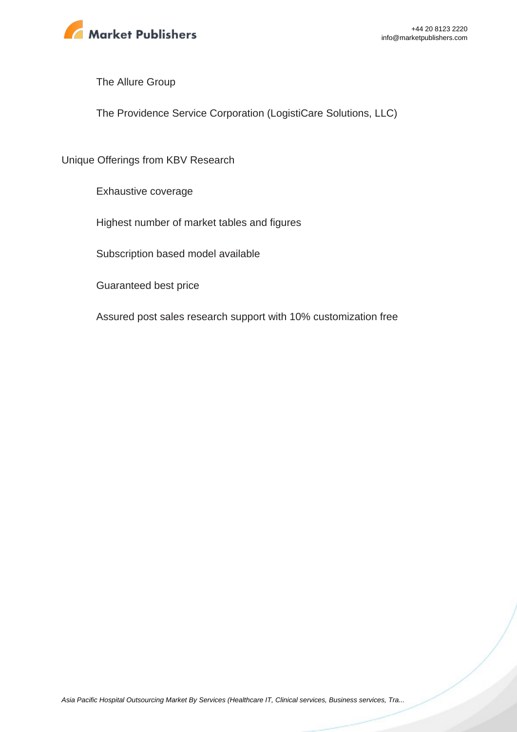- The Allure Group
- The Providence Service Corporation (LogistiCare Solutions, LLC)

Unique Offerings from KBV Research

- Exhaustive coverage
- Highest number of market tables and figures
- Subscription based model available
- Guaranteed best price
- Assured post sales research support with 10% customization free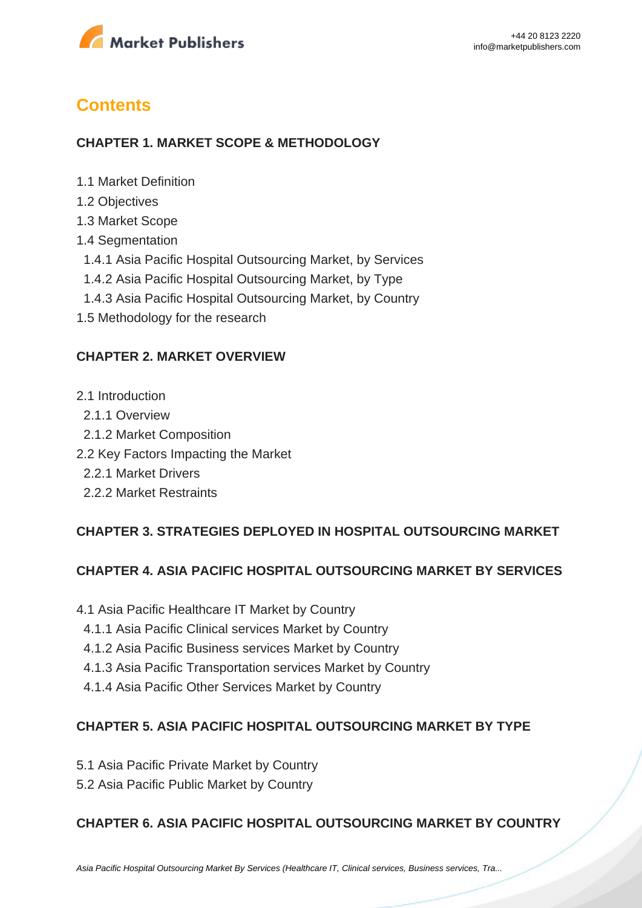## Contents

### CHAPTER 1. MARKET SCOPE & METHODOLOGY

1.1 Market Definition
1.2 Objectives
1.3 Market Scope
1.4 Segmentation
  1.4.1 Asia Pacific Hospital Outsourcing Market, by Services
  1.4.2 Asia Pacific Hospital Outsourcing Market, by Type
  1.4.3 Asia Pacific Hospital Outsourcing Market, by Country
1.5 Methodology for the research

### CHAPTER 2. MARKET OVERVIEW

2.1 Introduction
  2.1.1 Overview
  2.1.2 Market Composition
2.2 Key Factors Impacting the Market
  2.2.1 Market Drivers
  2.2.2 Market Restraints

### CHAPTER 3. STRATEGIES DEPLOYED IN HOSPITAL OUTSOURCING MARKET

### CHAPTER 4. ASIA PACIFIC HOSPITAL OUTSOURCING MARKET BY SERVICES

4.1 Asia Pacific Healthcare IT Market by Country
  4.1.1 Asia Pacific Clinical services Market by Country
  4.1.2 Asia Pacific Business services Market by Country
  4.1.3 Asia Pacific Transportation services Market by Country
  4.1.4 Asia Pacific Other Services Market by Country

### CHAPTER 5. ASIA PACIFIC HOSPITAL OUTSOURCING MARKET BY TYPE

5.1 Asia Pacific Private Market by Country
5.2 Asia Pacific Public Market by Country

### CHAPTER 6. ASIA PACIFIC HOSPITAL OUTSOURCING MARKET BY COUNTRY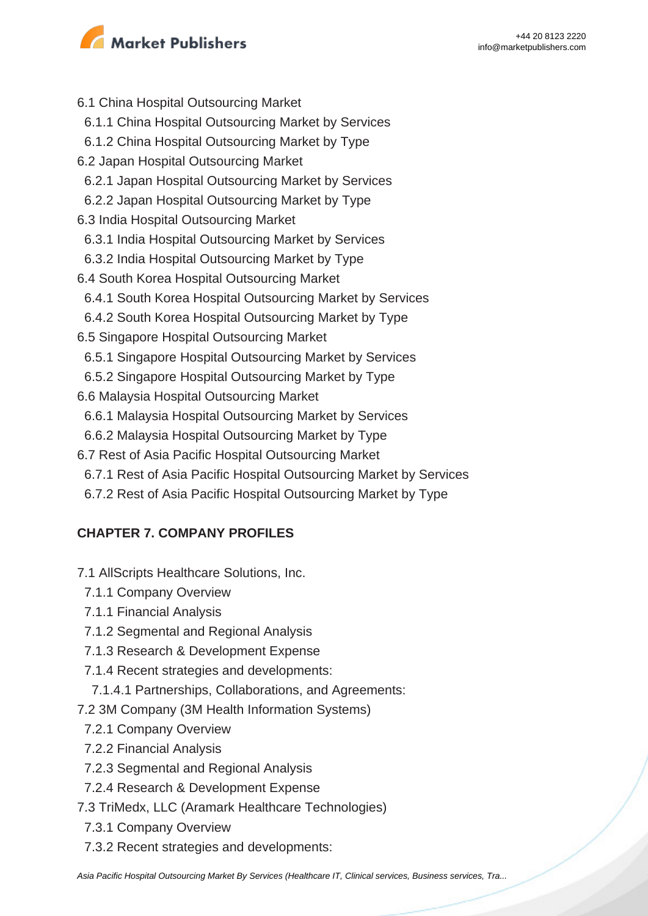6.1 China Hospital Outsourcing Market
  6.1.1 China Hospital Outsourcing Market by Services
  6.1.2 China Hospital Outsourcing Market by Type
6.2 Japan Hospital Outsourcing Market
  6.2.1 Japan Hospital Outsourcing Market by Services
  6.2.2 Japan Hospital Outsourcing Market by Type
6.3 India Hospital Outsourcing Market
  6.3.1 India Hospital Outsourcing Market by Services
  6.3.2 India Hospital Outsourcing Market by Type
6.4 South Korea Hospital Outsourcing Market
  6.4.1 South Korea Hospital Outsourcing Market by Services
  6.4.2 South Korea Hospital Outsourcing Market by Type
6.5 Singapore Hospital Outsourcing Market
  6.5.1 Singapore Hospital Outsourcing Market by Services
  6.5.2 Singapore Hospital Outsourcing Market by Type
6.6 Malaysia Hospital Outsourcing Market
  6.6.1 Malaysia Hospital Outsourcing Market by Services
  6.6.2 Malaysia Hospital Outsourcing Market by Type
6.7 Rest of Asia Pacific Hospital Outsourcing Market
  6.7.1 Rest of Asia Pacific Hospital Outsourcing Market by Services
  6.7.2 Rest of Asia Pacific Hospital Outsourcing Market by Type

**CHAPTER 7. COMPANY PROFILES**

7.1 AllScripts Healthcare Solutions, Inc.
  7.1.1 Company Overview
  7.1.1 Financial Analysis
  7.1.2 Segmental and Regional Analysis
  7.1.3 Research & Development Expense
  7.1.4 Recent strategies and developments:
    7.1.4.1 Partnerships, Collaborations, and Agreements:
7.2 3M Company (3M Health Information Systems)
  7.2.1 Company Overview
  7.2.2 Financial Analysis
  7.2.3 Segmental and Regional Analysis
  7.2.4 Research & Development Expense
7.3 TriMedx, LLC (Aramark Healthcare Technologies)
  7.3.1 Company Overview
  7.3.2 Recent strategies and developments: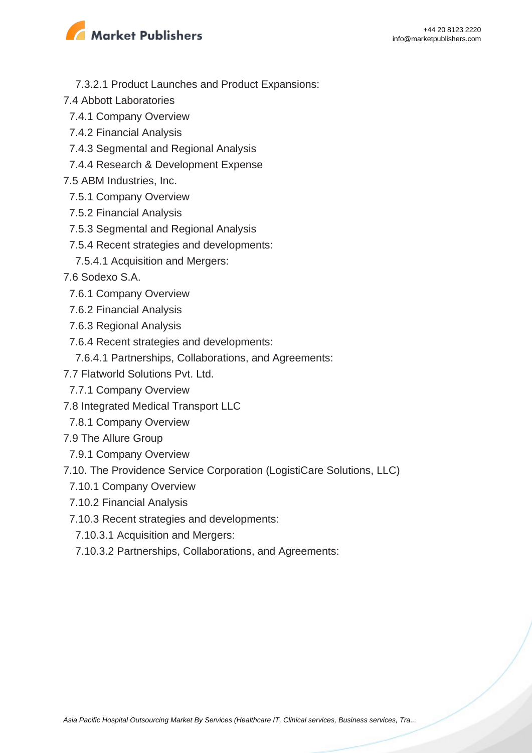7.3.2.1 Product Launches and Product Expansions:

7.4 Abbott Laboratories

- 7.4.1 Company Overview
- 7.4.2 Financial Analysis
- 7.4.3 Segmental and Regional Analysis
- 7.4.4 Research & Development Expense

7.5 ABM Industries, Inc.

- 7.5.1 Company Overview
- 7.5.2 Financial Analysis
- 7.5.3 Segmental and Regional Analysis
- 7.5.4 Recent strategies and developments:
  - 7.5.4.1 Acquisition and Mergers:

7.6 Sodexo S.A.

- 7.6.1 Company Overview
- 7.6.2 Financial Analysis
- 7.6.3 Regional Analysis
- 7.6.4 Recent strategies and developments:
  - 7.6.4.1 Partnerships, Collaborations, and Agreements:

7.7 Flatworld Solutions Pvt. Ltd.

- 7.7.1 Company Overview

7.8 Integrated Medical Transport LLC

- 7.8.1 Company Overview

7.9 The Allure Group

- 7.9.1 Company Overview

7.10. The Providence Service Corporation (LogistiCare Solutions, LLC)

- 7.10.1 Company Overview
- 7.10.2 Financial Analysis
- 7.10.3 Recent strategies and developments:
  - 7.10.3.1 Acquisition and Mergers:
  - 7.10.3.2 Partnerships, Collaborations, and Agreements: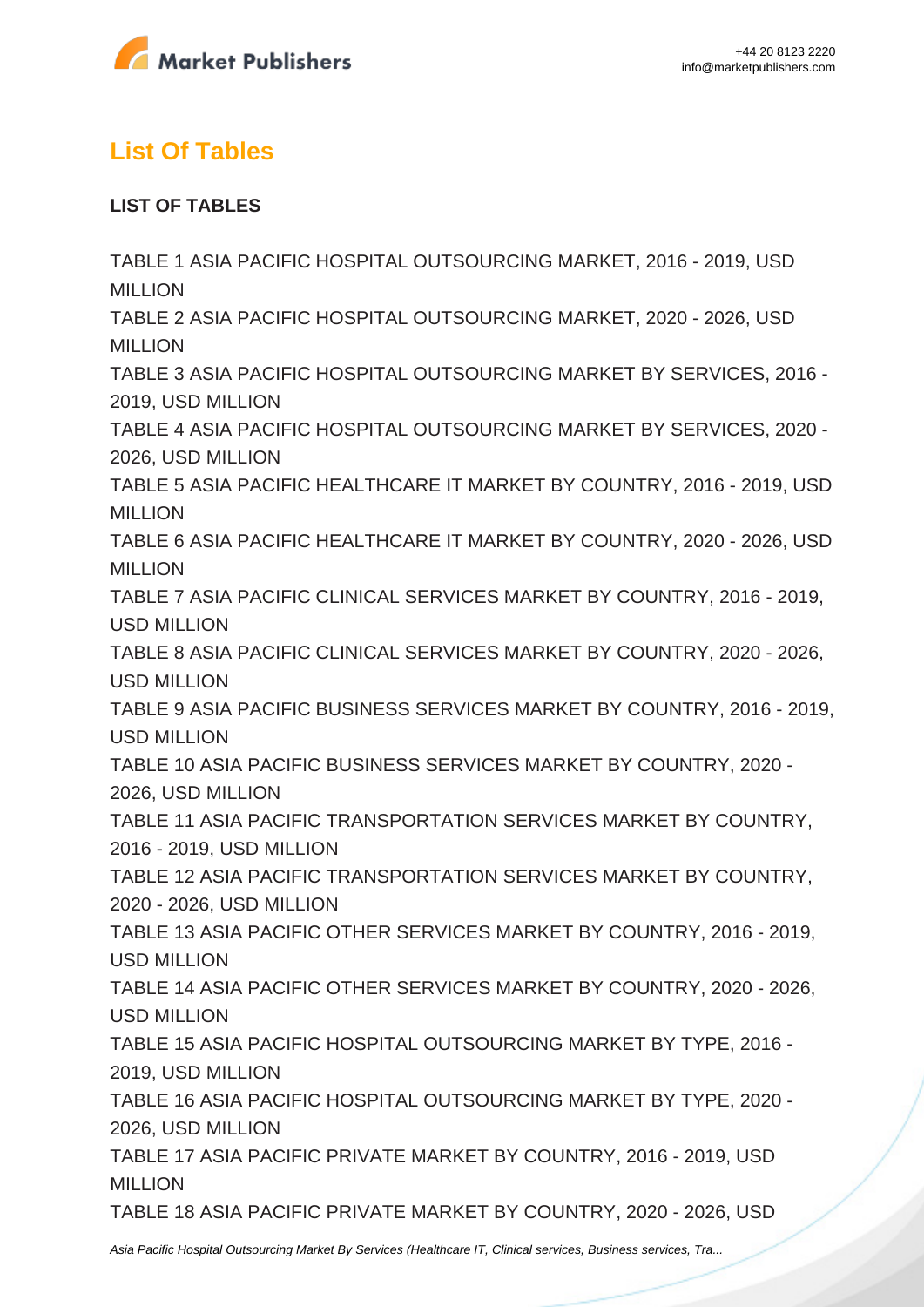## List Of Tables

**LIST OF TABLES**

TABLE 1 ASIA PACIFIC HOSPITAL OUTSOURCING MARKET, 2016 - 2019, USD MILLION
TABLE 2 ASIA PACIFIC HOSPITAL OUTSOURCING MARKET, 2020 - 2026, USD MILLION
TABLE 3 ASIA PACIFIC HOSPITAL OUTSOURCING MARKET BY SERVICES, 2016 - 2019, USD MILLION
TABLE 4 ASIA PACIFIC HOSPITAL OUTSOURCING MARKET BY SERVICES, 2020 - 2026, USD MILLION
TABLE 5 ASIA PACIFIC HEALTHCARE IT MARKET BY COUNTRY, 2016 - 2019, USD MILLION
TABLE 6 ASIA PACIFIC HEALTHCARE IT MARKET BY COUNTRY, 2020 - 2026, USD MILLION
TABLE 7 ASIA PACIFIC CLINICAL SERVICES MARKET BY COUNTRY, 2016 - 2019, USD MILLION
TABLE 8 ASIA PACIFIC CLINICAL SERVICES MARKET BY COUNTRY, 2020 - 2026, USD MILLION
TABLE 9 ASIA PACIFIC BUSINESS SERVICES MARKET BY COUNTRY, 2016 - 2019, USD MILLION
TABLE 10 ASIA PACIFIC BUSINESS SERVICES MARKET BY COUNTRY, 2020 - 2026, USD MILLION
TABLE 11 ASIA PACIFIC TRANSPORTATION SERVICES MARKET BY COUNTRY, 2016 - 2019, USD MILLION
TABLE 12 ASIA PACIFIC TRANSPORTATION SERVICES MARKET BY COUNTRY, 2020 - 2026, USD MILLION
TABLE 13 ASIA PACIFIC OTHER SERVICES MARKET BY COUNTRY, 2016 - 2019, USD MILLION
TABLE 14 ASIA PACIFIC OTHER SERVICES MARKET BY COUNTRY, 2020 - 2026, USD MILLION
TABLE 15 ASIA PACIFIC HOSPITAL OUTSOURCING MARKET BY TYPE, 2016 - 2019, USD MILLION
TABLE 16 ASIA PACIFIC HOSPITAL OUTSOURCING MARKET BY TYPE, 2020 - 2026, USD MILLION
TABLE 17 ASIA PACIFIC PRIVATE MARKET BY COUNTRY, 2016 - 2019, USD MILLION
TABLE 18 ASIA PACIFIC PRIVATE MARKET BY COUNTRY, 2020 - 2026, USD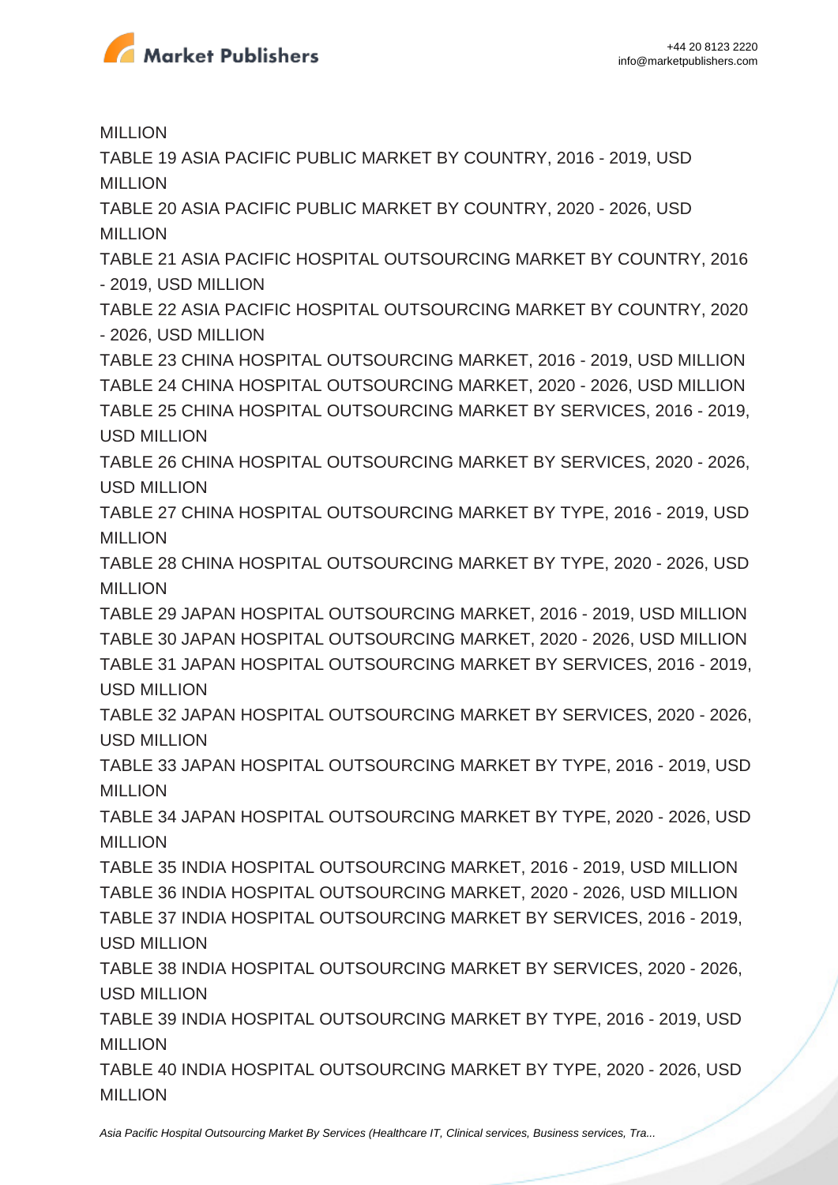MILLION

TABLE 19 ASIA PACIFIC PUBLIC MARKET BY COUNTRY, 2016 - 2019, USD MILLION

TABLE 20 ASIA PACIFIC PUBLIC MARKET BY COUNTRY, 2020 - 2026, USD MILLION

TABLE 21 ASIA PACIFIC HOSPITAL OUTSOURCING MARKET BY COUNTRY, 2016 - 2019, USD MILLION

TABLE 22 ASIA PACIFIC HOSPITAL OUTSOURCING MARKET BY COUNTRY, 2020 - 2026, USD MILLION

TABLE 23 CHINA HOSPITAL OUTSOURCING MARKET, 2016 - 2019, USD MILLION

TABLE 24 CHINA HOSPITAL OUTSOURCING MARKET, 2020 - 2026, USD MILLION

TABLE 25 CHINA HOSPITAL OUTSOURCING MARKET BY SERVICES, 2016 - 2019, USD MILLION

TABLE 26 CHINA HOSPITAL OUTSOURCING MARKET BY SERVICES, 2020 - 2026, USD MILLION

TABLE 27 CHINA HOSPITAL OUTSOURCING MARKET BY TYPE, 2016 - 2019, USD MILLION

TABLE 28 CHINA HOSPITAL OUTSOURCING MARKET BY TYPE, 2020 - 2026, USD MILLION

TABLE 29 JAPAN HOSPITAL OUTSOURCING MARKET, 2016 - 2019, USD MILLION

TABLE 30 JAPAN HOSPITAL OUTSOURCING MARKET, 2020 - 2026, USD MILLION

TABLE 31 JAPAN HOSPITAL OUTSOURCING MARKET BY SERVICES, 2016 - 2019, USD MILLION

TABLE 32 JAPAN HOSPITAL OUTSOURCING MARKET BY SERVICES, 2020 - 2026, USD MILLION

TABLE 33 JAPAN HOSPITAL OUTSOURCING MARKET BY TYPE, 2016 - 2019, USD MILLION

TABLE 34 JAPAN HOSPITAL OUTSOURCING MARKET BY TYPE, 2020 - 2026, USD MILLION

TABLE 35 INDIA HOSPITAL OUTSOURCING MARKET, 2016 - 2019, USD MILLION

TABLE 36 INDIA HOSPITAL OUTSOURCING MARKET, 2020 - 2026, USD MILLION

TABLE 37 INDIA HOSPITAL OUTSOURCING MARKET BY SERVICES, 2016 - 2019, USD MILLION

TABLE 38 INDIA HOSPITAL OUTSOURCING MARKET BY SERVICES, 2020 - 2026, USD MILLION

TABLE 39 INDIA HOSPITAL OUTSOURCING MARKET BY TYPE, 2016 - 2019, USD MILLION

TABLE 40 INDIA HOSPITAL OUTSOURCING MARKET BY TYPE, 2020 - 2026, USD MILLION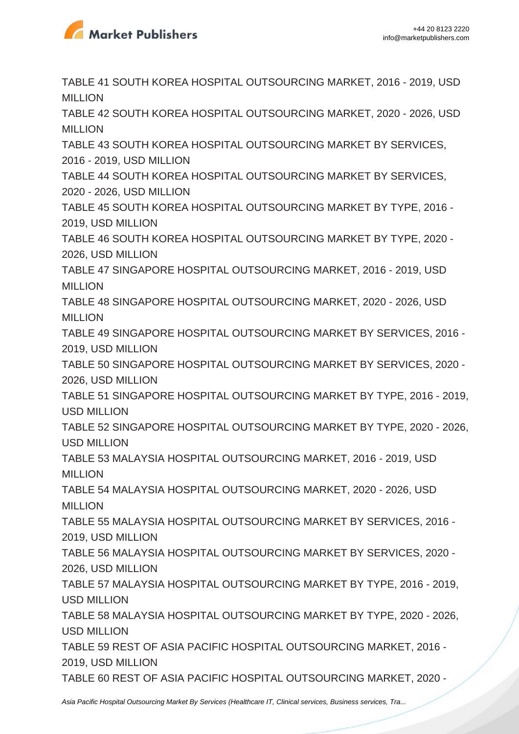TABLE 41 SOUTH KOREA HOSPITAL OUTSOURCING MARKET, 2016 - 2019, USD MILLION
TABLE 42 SOUTH KOREA HOSPITAL OUTSOURCING MARKET, 2020 - 2026, USD MILLION
TABLE 43 SOUTH KOREA HOSPITAL OUTSOURCING MARKET BY SERVICES, 2016 - 2019, USD MILLION
TABLE 44 SOUTH KOREA HOSPITAL OUTSOURCING MARKET BY SERVICES, 2020 - 2026, USD MILLION
TABLE 45 SOUTH KOREA HOSPITAL OUTSOURCING MARKET BY TYPE, 2016 - 2019, USD MILLION
TABLE 46 SOUTH KOREA HOSPITAL OUTSOURCING MARKET BY TYPE, 2020 - 2026, USD MILLION
TABLE 47 SINGAPORE HOSPITAL OUTSOURCING MARKET, 2016 - 2019, USD MILLION
TABLE 48 SINGAPORE HOSPITAL OUTSOURCING MARKET, 2020 - 2026, USD MILLION
TABLE 49 SINGAPORE HOSPITAL OUTSOURCING MARKET BY SERVICES, 2016 - 2019, USD MILLION
TABLE 50 SINGAPORE HOSPITAL OUTSOURCING MARKET BY SERVICES, 2020 - 2026, USD MILLION
TABLE 51 SINGAPORE HOSPITAL OUTSOURCING MARKET BY TYPE, 2016 - 2019, USD MILLION
TABLE 52 SINGAPORE HOSPITAL OUTSOURCING MARKET BY TYPE, 2020 - 2026, USD MILLION
TABLE 53 MALAYSIA HOSPITAL OUTSOURCING MARKET, 2016 - 2019, USD MILLION
TABLE 54 MALAYSIA HOSPITAL OUTSOURCING MARKET, 2020 - 2026, USD MILLION
TABLE 55 MALAYSIA HOSPITAL OUTSOURCING MARKET BY SERVICES, 2016 - 2019, USD MILLION
TABLE 56 MALAYSIA HOSPITAL OUTSOURCING MARKET BY SERVICES, 2020 - 2026, USD MILLION
TABLE 57 MALAYSIA HOSPITAL OUTSOURCING MARKET BY TYPE, 2016 - 2019, USD MILLION
TABLE 58 MALAYSIA HOSPITAL OUTSOURCING MARKET BY TYPE, 2020 - 2026, USD MILLION
TABLE 59 REST OF ASIA PACIFIC HOSPITAL OUTSOURCING MARKET, 2016 - 2019, USD MILLION
TABLE 60 REST OF ASIA PACIFIC HOSPITAL OUTSOURCING MARKET, 2020 -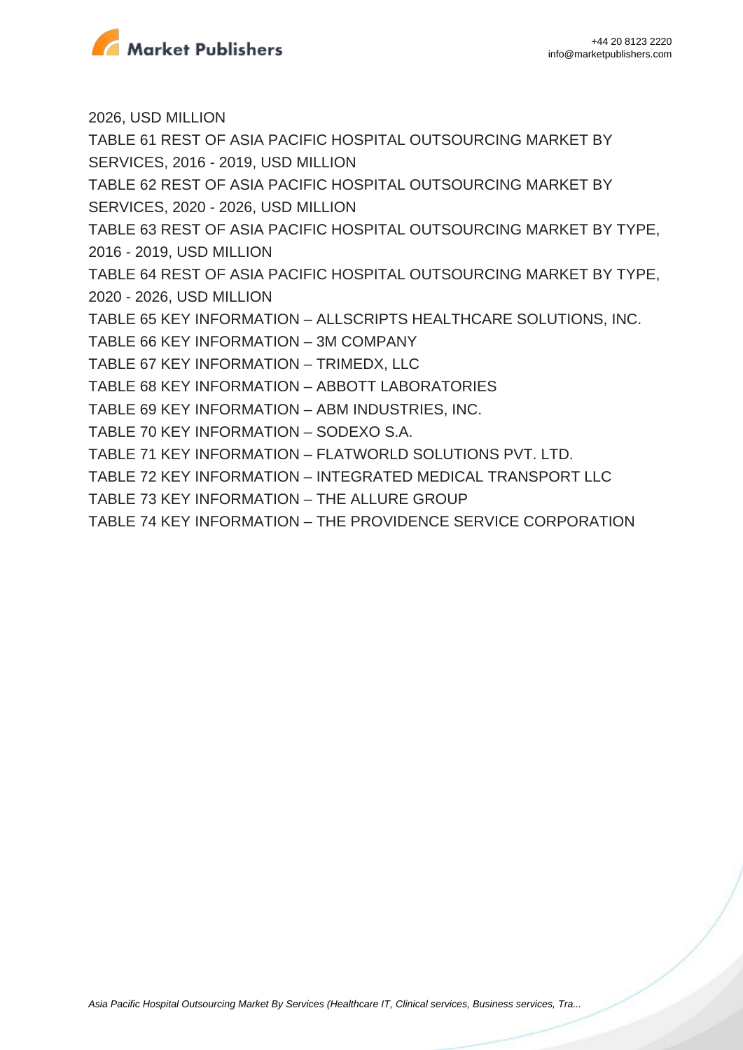2026, USD MILLION

TABLE 61 REST OF ASIA PACIFIC HOSPITAL OUTSOURCING MARKET BY SERVICES, 2016 - 2019, USD MILLION

TABLE 62 REST OF ASIA PACIFIC HOSPITAL OUTSOURCING MARKET BY SERVICES, 2020 - 2026, USD MILLION

TABLE 63 REST OF ASIA PACIFIC HOSPITAL OUTSOURCING MARKET BY TYPE, 2016 - 2019, USD MILLION

TABLE 64 REST OF ASIA PACIFIC HOSPITAL OUTSOURCING MARKET BY TYPE, 2020 - 2026, USD MILLION

TABLE 65 KEY INFORMATION – ALLSCRIPTS HEALTHCARE SOLUTIONS, INC.

TABLE 66 KEY INFORMATION – 3M COMPANY

TABLE 67 KEY INFORMATION – TRIMEDX, LLC

TABLE 68 KEY INFORMATION – ABBOTT LABORATORIES

TABLE 69 KEY INFORMATION – ABM INDUSTRIES, INC.

TABLE 70 KEY INFORMATION – SODEXO S.A.

TABLE 71 KEY INFORMATION – FLATWORLD SOLUTIONS PVT. LTD.

TABLE 72 KEY INFORMATION – INTEGRATED MEDICAL TRANSPORT LLC

TABLE 73 KEY INFORMATION – THE ALLURE GROUP

TABLE 74 KEY INFORMATION – THE PROVIDENCE SERVICE CORPORATION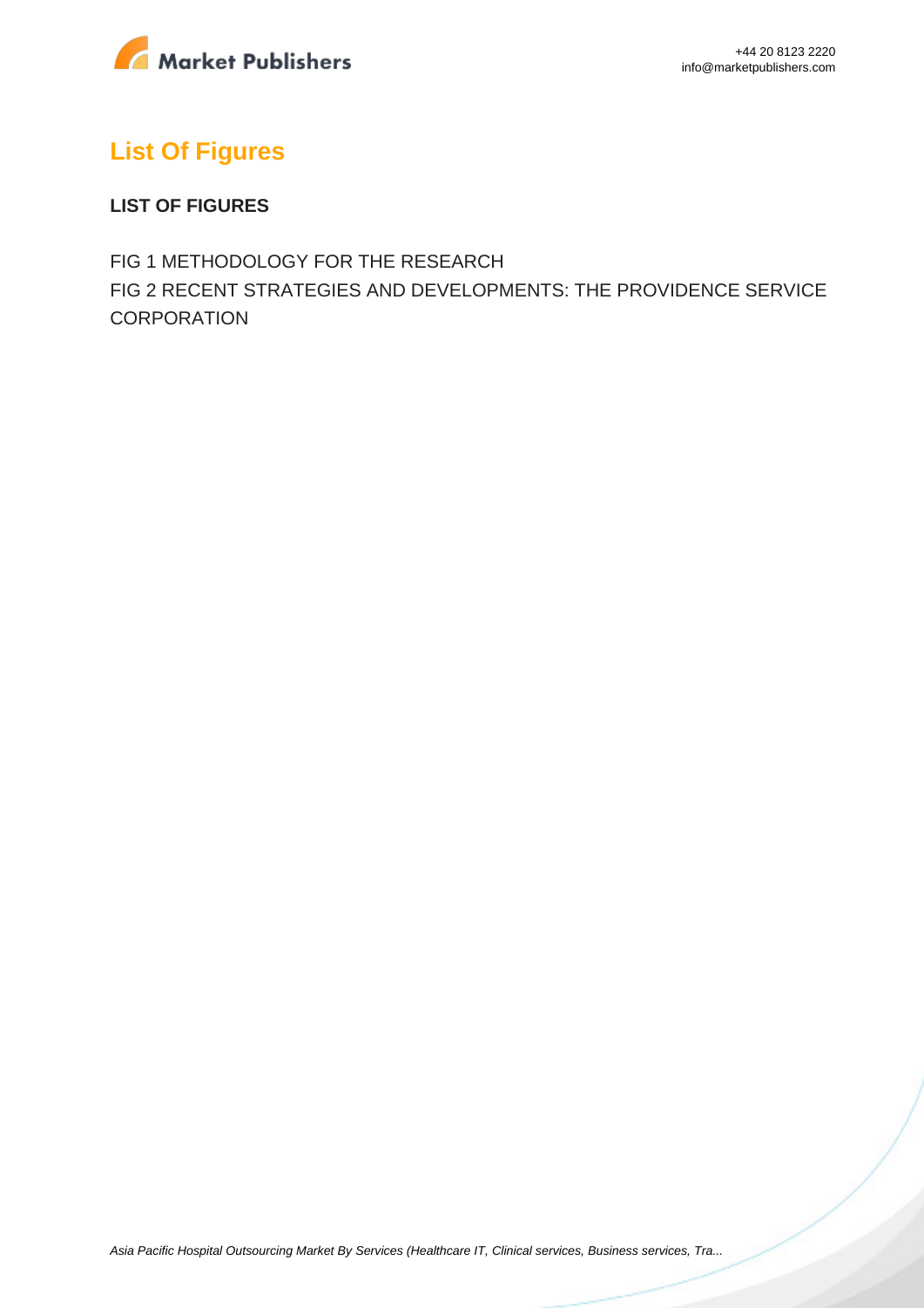## List Of Figures

**LIST OF FIGURES**

FIG 1 METHODOLOGY FOR THE RESEARCH
FIG 2 RECENT STRATEGIES AND DEVELOPMENTS: THE PROVIDENCE SERVICE CORPORATION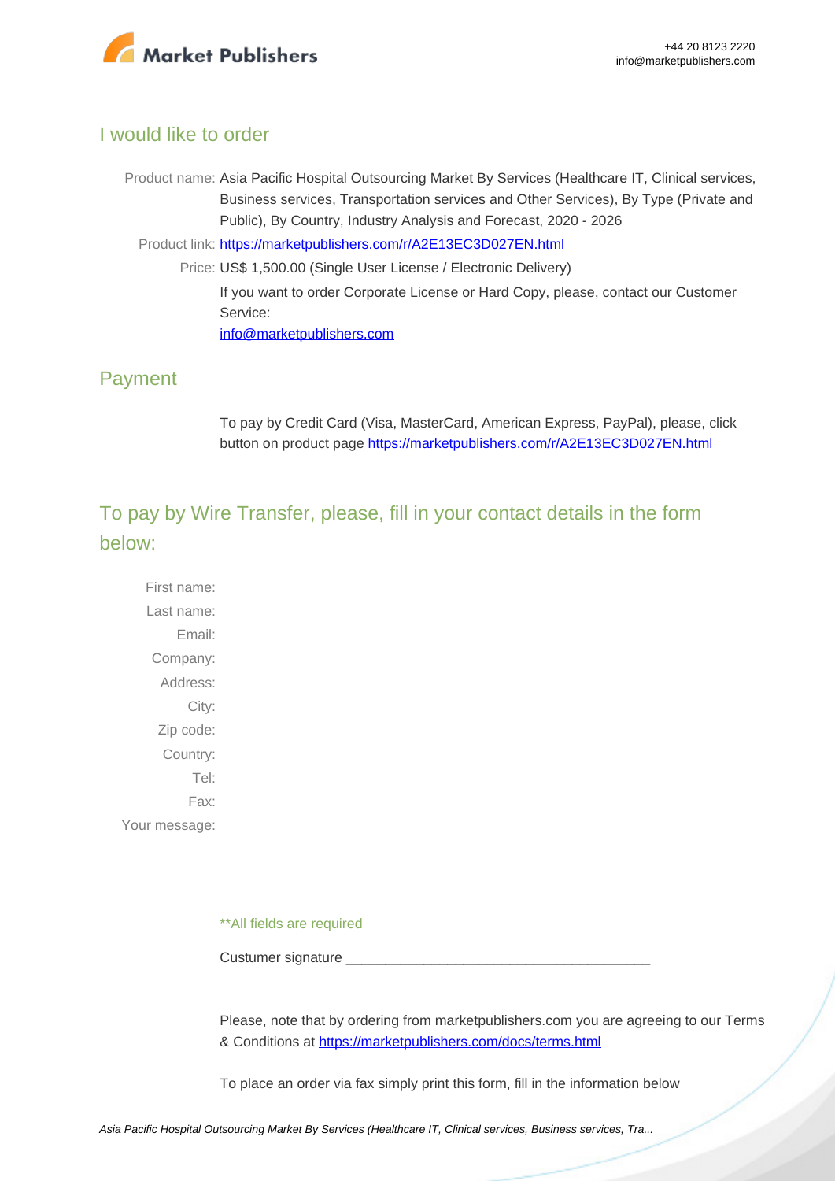## I would like to order

Product name: Asia Pacific Hospital Outsourcing Market By Services (Healthcare IT, Clinical services, Business services, Transportation services and Other Services), By Type (Private and Public), By Country, Industry Analysis and Forecast, 2020 - 2026

Product link: [https://marketpublishers.com/r/A2E13EC3D027EN.html](https://marketpublishers.com/r/A2E13EC3D027EN.html)

Price: US$ 1,500.00 (Single User License / Electronic Delivery)

If you want to order Corporate License or Hard Copy, please, contact our Customer Service:

[info@marketpublishers.com](mailto:info@marketpublishers.com)

## Payment

To pay by Credit Card (Visa, MasterCard, American Express, PayPal), please, click button on product page [https://marketpublishers.com/r/A2E13EC3D027EN.html](https://marketpublishers.com/r/A2E13EC3D027EN.html)

## To pay by Wire Transfer, please, fill in your contact details in the form below:

First name:

Last name:

Email:

Company:

Address:

City:

Zip code:

Country:

Tel:

Fax:

Your message:

**All fields are required

Custumer signature _______________________________________

Please, note that by ordering from marketpublishers.com you are agreeing to our Terms & Conditions at [https://marketpublishers.com/docs/terms.html](https://marketpublishers.com/docs/terms.html)

To place an order via fax simply print this form, fill in the information below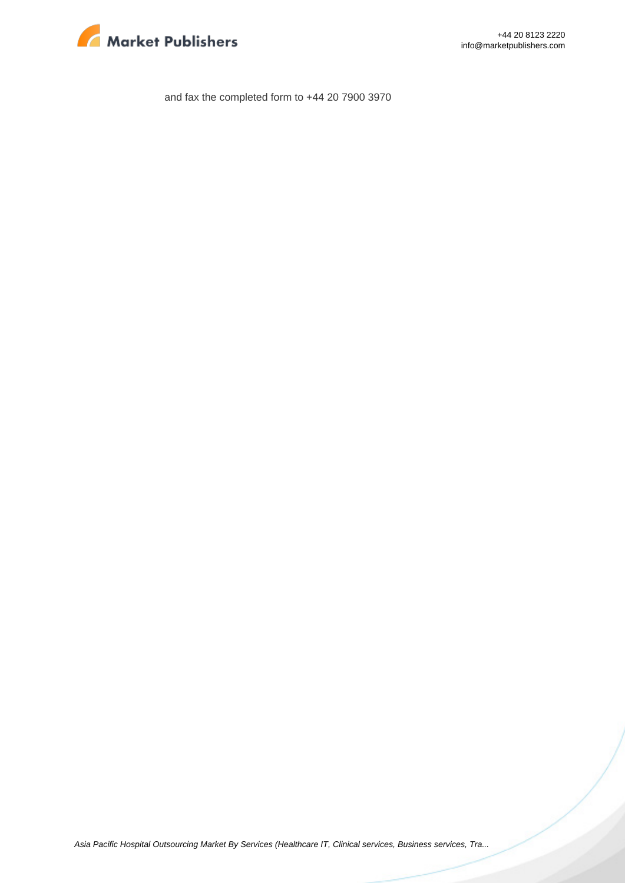and fax the completed form to +44 20 7900 3970